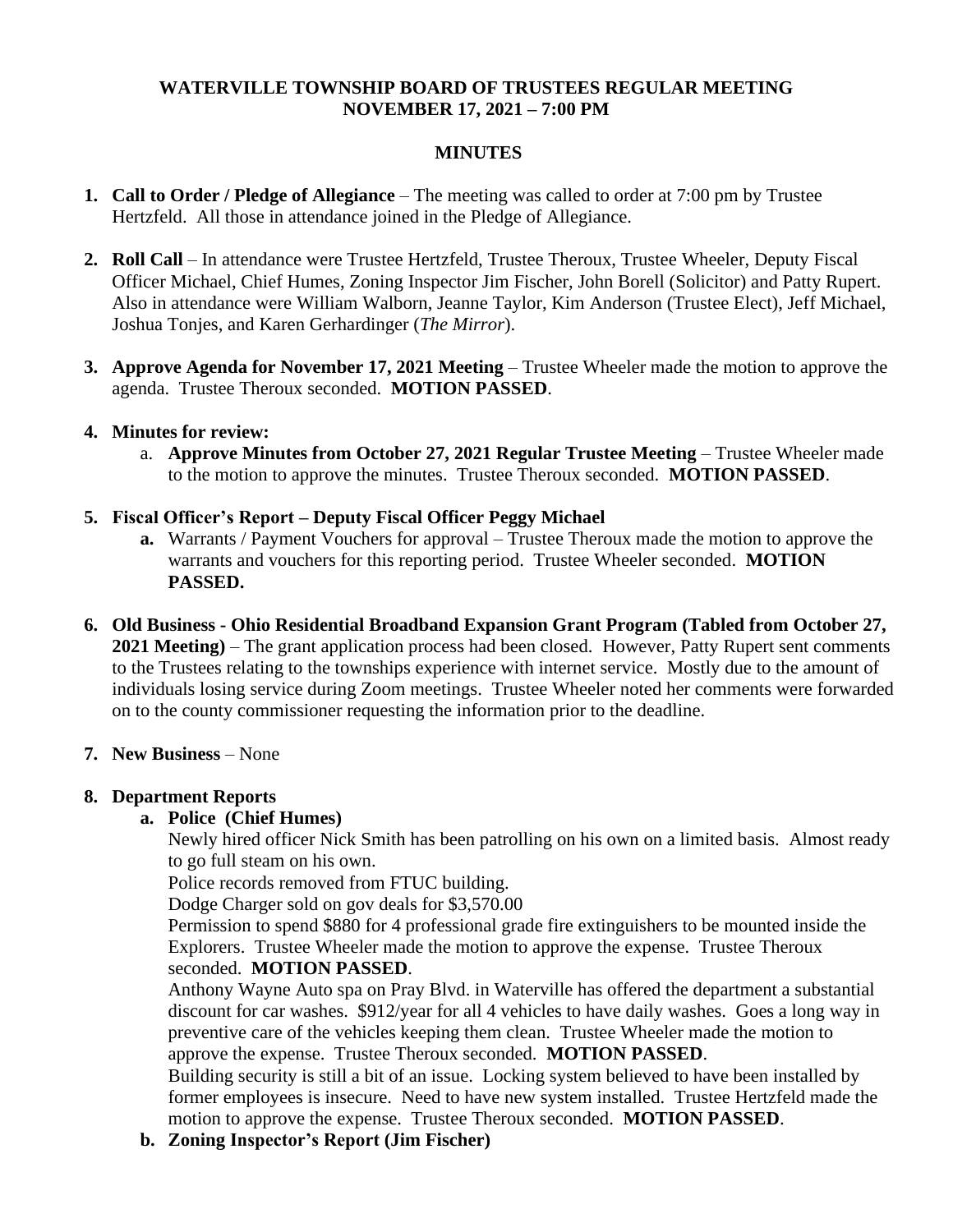# WATERVILLE TOWNSHIP BOARD OF TRUSTEES REGULAR MEETING
## NOVEMBER 17, 2021 – 7:00 PM

## MINUTES

1. **Call to Order / Pledge of Allegiance** – The meeting was called to order at 7:00 pm by Trustee Hertzfeld. All those in attendance joined in the Pledge of Allegiance.

2. **Roll Call** – In attendance were Trustee Hertzfeld, Trustee Theroux, Trustee Wheeler, Deputy Fiscal Officer Michael, Chief Humes, Zoning Inspector Jim Fischer, John Borell (Solicitor) and Patty Rupert. Also in attendance were William Walborn, Jeanne Taylor, Kim Anderson (Trustee Elect), Jeff Michael, Joshua Tonjes, and Karen Gerhardinger (*The Mirror*).

3. **Approve Agenda for November 17, 2021 Meeting** – Trustee Wheeler made the motion to approve the agenda. Trustee Theroux seconded. **MOTION PASSED**.

4. **Minutes for review:**
   a. **Approve Minutes from October 27, 2021 Regular Trustee Meeting** – Trustee Wheeler made to the motion to approve the minutes. Trustee Theroux seconded. **MOTION PASSED**.

5. **Fiscal Officer's Report – Deputy Fiscal Officer Peggy Michael**
   **a.** Warrants / Payment Vouchers for approval – Trustee Theroux made the motion to approve the warrants and vouchers for this reporting period. Trustee Wheeler seconded. **MOTION PASSED.**

6. **Old Business - Ohio Residential Broadband Expansion Grant Program (Tabled from October 27, 2021 Meeting)** – The grant application process had been closed. However, Patty Rupert sent comments to the Trustees relating to the townships experience with internet service. Mostly due to the amount of individuals losing service during Zoom meetings. Trustee Wheeler noted her comments were forwarded on to the county commissioner requesting the information prior to the deadline.

7. **New Business** – None

8. **Department Reports**
   **a. Police (Chief Humes)**
   Newly hired officer Nick Smith has been patrolling on his own on a limited basis. Almost ready to go full steam on his own.
   Police records removed from FTUC building.
   Dodge Charger sold on gov deals for $3,570.00
   Permission to spend $880 for 4 professional grade fire extinguishers to be mounted inside the Explorers. Trustee Wheeler made the motion to approve the expense. Trustee Theroux seconded. **MOTION PASSED**.
   Anthony Wayne Auto spa on Pray Blvd. in Waterville has offered the department a substantial discount for car washes. $912/year for all 4 vehicles to have daily washes. Goes a long way in preventive care of the vehicles keeping them clean. Trustee Wheeler made the motion to approve the expense. Trustee Theroux seconded. **MOTION PASSED**.
   Building security is still a bit of an issue. Locking system believed to have been installed by former employees is insecure. Need to have new system installed. Trustee Hertzfeld made the motion to approve the expense. Trustee Theroux seconded. **MOTION PASSED**.
   **b. Zoning Inspector's Report (Jim Fischer)**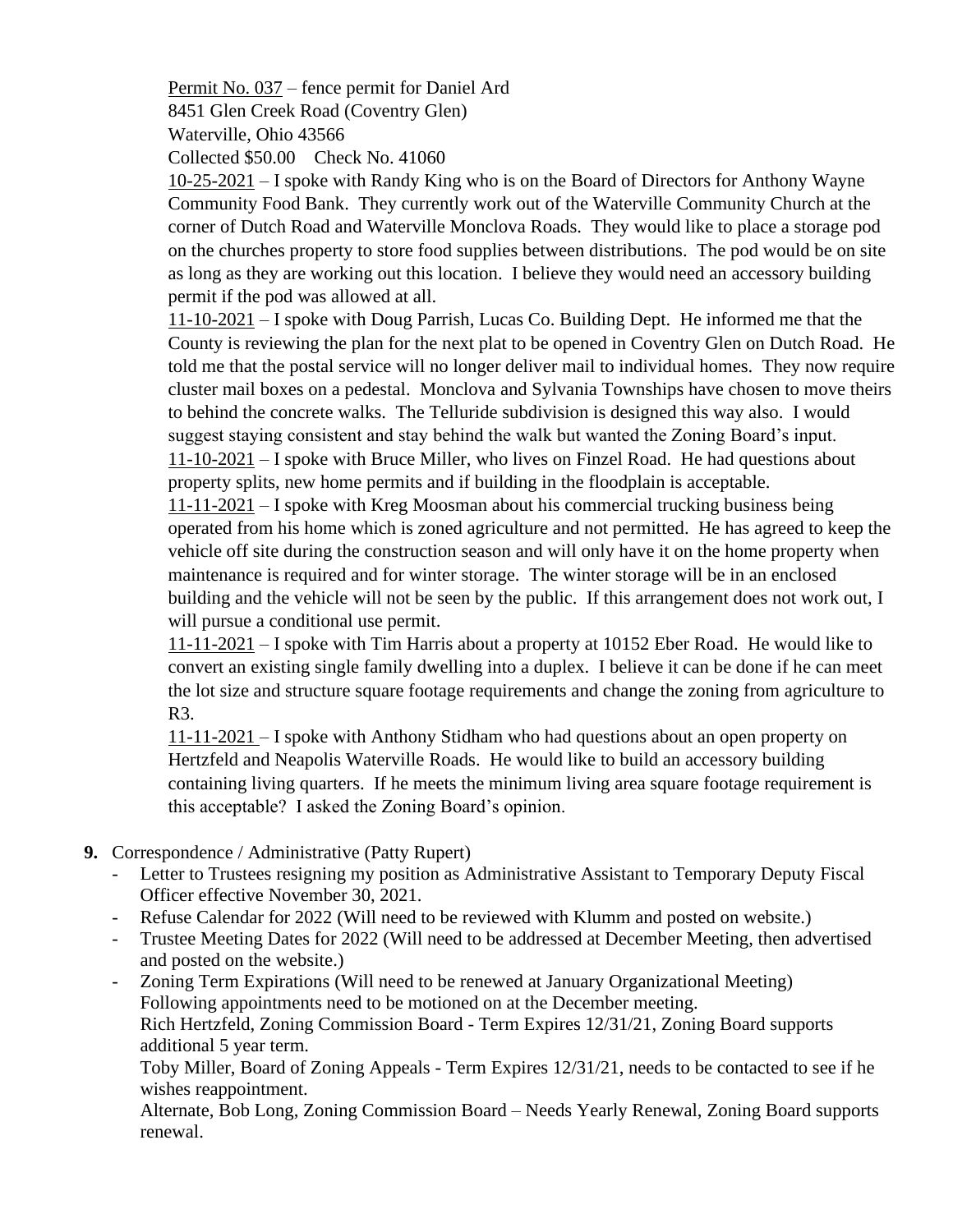Permit No. 037 – fence permit for Daniel Ard
8451 Glen Creek Road (Coventry Glen)
Waterville, Ohio 43566
Collected $50.00    Check No. 41060

10-25-2021 – I spoke with Randy King who is on the Board of Directors for Anthony Wayne Community Food Bank. They currently work out of the Waterville Community Church at the corner of Dutch Road and Waterville Monclova Roads. They would like to place a storage pod on the churches property to store food supplies between distributions. The pod would be on site as long as they are working out this location. I believe they would need an accessory building permit if the pod was allowed at all.

11-10-2021 – I spoke with Doug Parrish, Lucas Co. Building Dept. He informed me that the County is reviewing the plan for the next plat to be opened in Coventry Glen on Dutch Road. He told me that the postal service will no longer deliver mail to individual homes. They now require cluster mail boxes on a pedestal. Monclova and Sylvania Townships have chosen to move theirs to behind the concrete walks. The Telluride subdivision is designed this way also. I would suggest staying consistent and stay behind the walk but wanted the Zoning Board's input.

11-10-2021 – I spoke with Bruce Miller, who lives on Finzel Road. He had questions about property splits, new home permits and if building in the floodplain is acceptable.

11-11-2021 – I spoke with Kreg Moosman about his commercial trucking business being operated from his home which is zoned agriculture and not permitted. He has agreed to keep the vehicle off site during the construction season and will only have it on the home property when maintenance is required and for winter storage. The winter storage will be in an enclosed building and the vehicle will not be seen by the public. If this arrangement does not work out, I will pursue a conditional use permit.

11-11-2021 – I spoke with Tim Harris about a property at 10152 Eber Road. He would like to convert an existing single family dwelling into a duplex. I believe it can be done if he can meet the lot size and structure square footage requirements and change the zoning from agriculture to R3.

11-11-2021 – I spoke with Anthony Stidham who had questions about an open property on Hertzfeld and Neapolis Waterville Roads. He would like to build an accessory building containing living quarters. If he meets the minimum living area square footage requirement is this acceptable? I asked the Zoning Board's opinion.

**9.** Correspondence / Administrative (Patty Rupert)

- Letter to Trustees resigning my position as Administrative Assistant to Temporary Deputy Fiscal Officer effective November 30, 2021.
- Refuse Calendar for 2022 (Will need to be reviewed with Klumm and posted on website.)
- Trustee Meeting Dates for 2022 (Will need to be addressed at December Meeting, then advertised and posted on the website.)
- Zoning Term Expirations (Will need to be renewed at January Organizational Meeting)
  Following appointments need to be motioned on at the December meeting.
  Rich Hertzfeld, Zoning Commission Board - Term Expires 12/31/21, Zoning Board supports additional 5 year term.
  Toby Miller, Board of Zoning Appeals - Term Expires 12/31/21, needs to be contacted to see if he wishes reappointment.
  Alternate, Bob Long, Zoning Commission Board – Needs Yearly Renewal, Zoning Board supports renewal.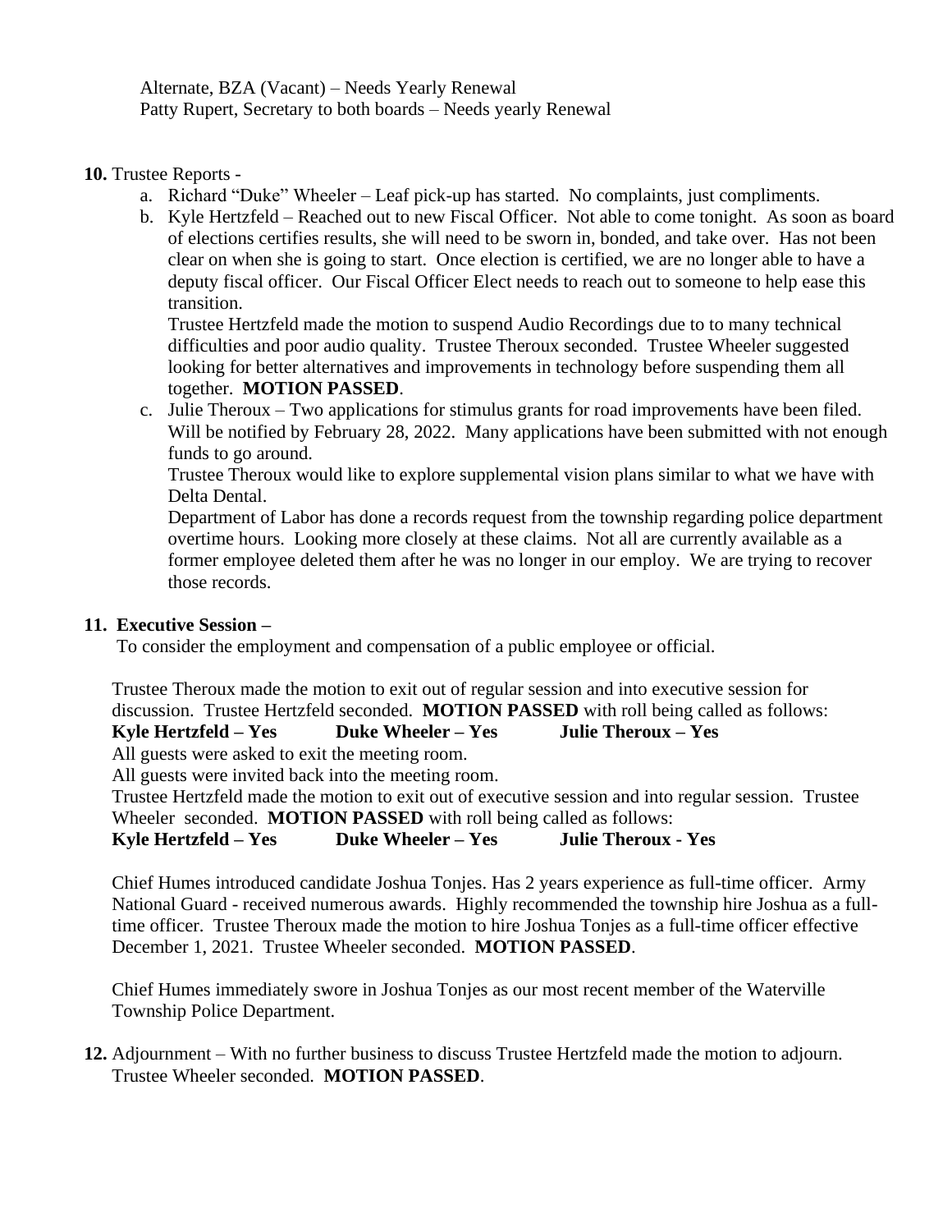Alternate, BZA (Vacant) – Needs Yearly Renewal
Patty Rupert, Secretary to both boards – Needs yearly Renewal

**10.** Trustee Reports -

a. Richard "Duke" Wheeler – Leaf pick-up has started. No complaints, just compliments.

b. Kyle Hertzfeld – Reached out to new Fiscal Officer. Not able to come tonight. As soon as board of elections certifies results, she will need to be sworn in, bonded, and take over. Has not been clear on when she is going to start. Once election is certified, we are no longer able to have a deputy fiscal officer. Our Fiscal Officer Elect needs to reach out to someone to help ease this transition.

   Trustee Hertzfeld made the motion to suspend Audio Recordings due to to many technical difficulties and poor audio quality. Trustee Theroux seconded. Trustee Wheeler suggested looking for better alternatives and improvements in technology before suspending them all together. **MOTION PASSED**.

c. Julie Theroux – Two applications for stimulus grants for road improvements have been filed. Will be notified by February 28, 2022. Many applications have been submitted with not enough funds to go around.

   Trustee Theroux would like to explore supplemental vision plans similar to what we have with Delta Dental.

   Department of Labor has done a records request from the township regarding police department overtime hours. Looking more closely at these claims. Not all are currently available as a former employee deleted them after he was no longer in our employ. We are trying to recover those records.

**11. Executive Session –**

To consider the employment and compensation of a public employee or official.

Trustee Theroux made the motion to exit out of regular session and into executive session for discussion. Trustee Hertzfeld seconded. **MOTION PASSED** with roll being called as follows:

**Kyle Hertzfeld – Yes    Duke Wheeler – Yes    Julie Theroux – Yes**

All guests were asked to exit the meeting room.

All guests were invited back into the meeting room.

Trustee Hertzfeld made the motion to exit out of executive session and into regular session. Trustee Wheeler seconded. **MOTION PASSED** with roll being called as follows:

**Kyle Hertzfeld – Yes    Duke Wheeler – Yes    Julie Theroux - Yes**

Chief Humes introduced candidate Joshua Tonjes. Has 2 years experience as full-time officer. Army National Guard - received numerous awards. Highly recommended the township hire Joshua as a full-time officer. Trustee Theroux made the motion to hire Joshua Tonjes as a full-time officer effective December 1, 2021. Trustee Wheeler seconded. **MOTION PASSED**.

Chief Humes immediately swore in Joshua Tonjes as our most recent member of the Waterville Township Police Department.

**12.** Adjournment – With no further business to discuss Trustee Hertzfeld made the motion to adjourn. Trustee Wheeler seconded. **MOTION PASSED**.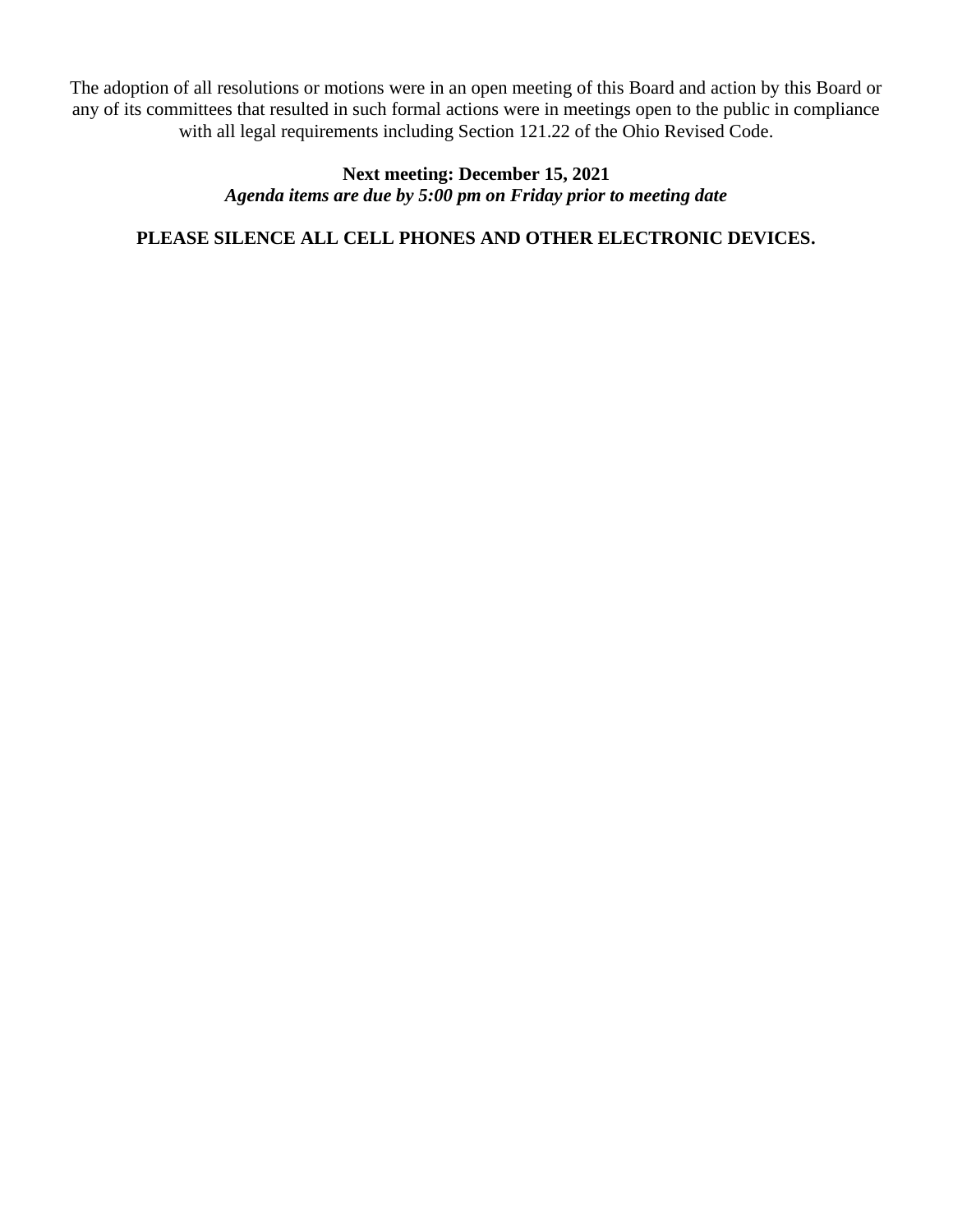The adoption of all resolutions or motions were in an open meeting of this Board and action by this Board or any of its committees that resulted in such formal actions were in meetings open to the public in compliance with all legal requirements including Section 121.22 of the Ohio Revised Code.

**Next meeting: December 15, 2021**
***Agenda items are due by 5:00 pm on Friday prior to meeting date***

**PLEASE SILENCE ALL CELL PHONES AND OTHER ELECTRONIC DEVICES.**